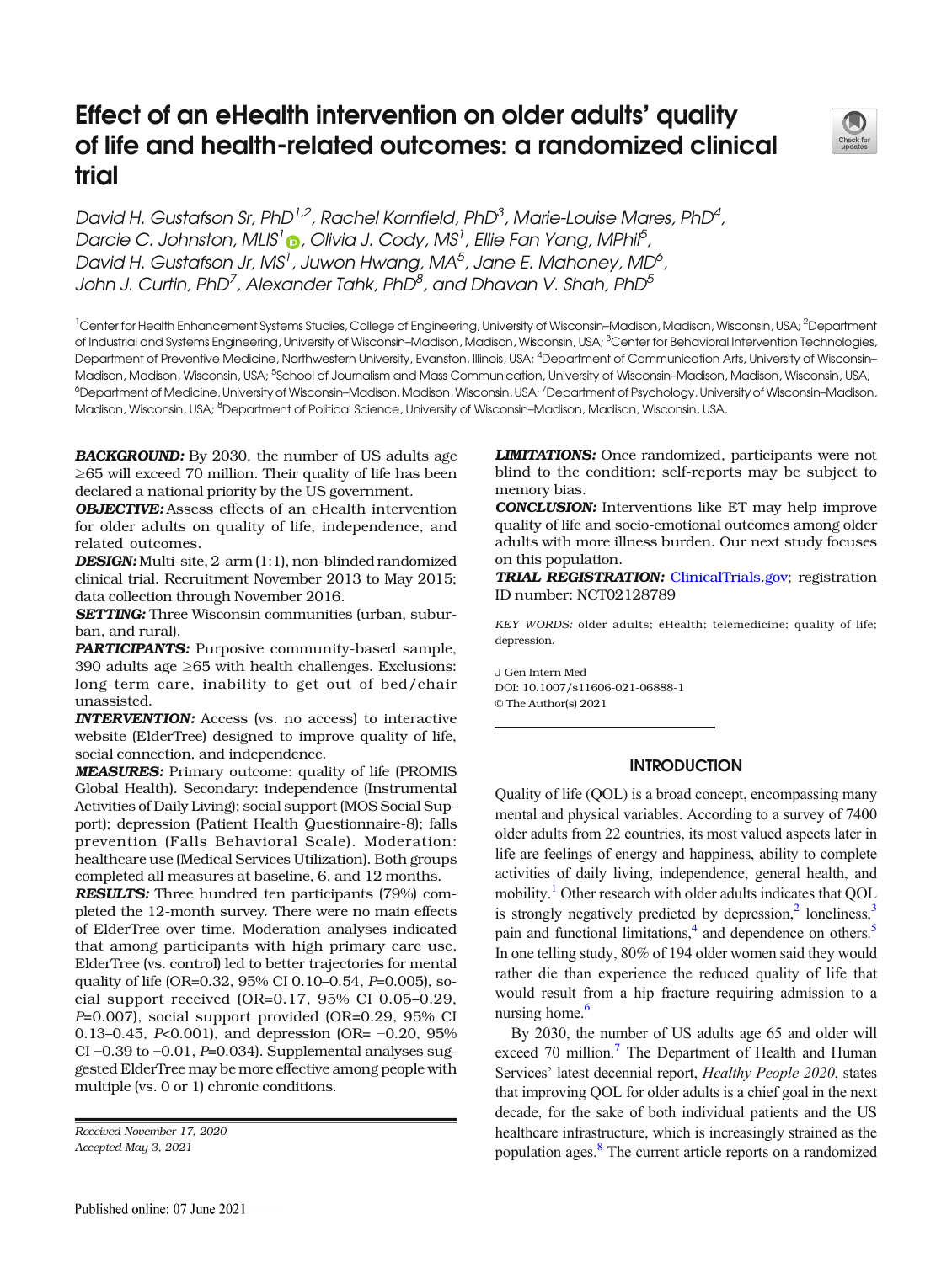# Effect of an eHealth intervention on older adults' quality of life and health-related outcomes: a randomized clinical trial

*David H. Gustafson Sr, PhD[1,2], Rachel Kornfield, PhD[3], Marie-Louise Mares, PhD[4], Darcie C. Johnston, MLIS[1], Olivia J. Cody, MS[1], Ellie Fan Yang, MPhil[5], David H. Gustafson Jr, MS[1], Juwon Hwang, MA[5], Jane E. Mahoney, MD[6], John J. Curtin, PhD[7], Alexander Tahk, PhD[8], and Dhavan V. Shah, PhD[5]*

[1]Center for Health Enhancement Systems Studies, College of Engineering, University of Wisconsin–Madison, Madison, Wisconsin, USA; [2]Department of Industrial and Systems Engineering, University of Wisconsin–Madison, Madison, Wisconsin, USA; [3]Center for Behavioral Intervention Technologies, Department of Preventive Medicine, Northwestern University, Evanston, Illinois, USA; [4]Department of Communication Arts, University of Wisconsin–Madison, Madison, Wisconsin, USA; [5]School of Journalism and Mass Communication, University of Wisconsin–Madison, Madison, Wisconsin, USA; [6]Department of Medicine, University of Wisconsin–Madison, Madison, Wisconsin, USA; [7]Department of Psychology, University of Wisconsin–Madison, Madison, Wisconsin, USA; [8]Department of Political Science, University of Wisconsin–Madison, Madison, Wisconsin, USA.

***BACKGROUND:*** By 2030, the number of US adults age ≥65 will exceed 70 million. Their quality of life has been declared a national priority by the US government.

***OBJECTIVE:*** Assess effects of an eHealth intervention for older adults on quality of life, independence, and related outcomes.

***DESIGN:*** Multi-site, 2-arm (1:1), non-blinded randomized clinical trial. Recruitment November 2013 to May 2015; data collection through November 2016.

***SETTING:*** Three Wisconsin communities (urban, suburban, and rural).

***PARTICIPANTS:*** Purposive community-based sample, 390 adults age ≥65 with health challenges. Exclusions: long-term care, inability to get out of bed/chair unassisted.

***INTERVENTION:*** Access (vs. no access) to interactive website (ElderTree) designed to improve quality of life, social connection, and independence.

***MEASURES:*** Primary outcome: quality of life (PROMIS Global Health). Secondary: independence (Instrumental Activities of Daily Living); social support (MOS Social Support); depression (Patient Health Questionnaire-8); falls prevention (Falls Behavioral Scale). Moderation: healthcare use (Medical Services Utilization). Both groups completed all measures at baseline, 6, and 12 months.

***RESULTS:*** Three hundred ten participants (79%) completed the 12-month survey. There were no main effects of ElderTree over time. Moderation analyses indicated that among participants with high primary care use, ElderTree (vs. control) led to better trajectories for mental quality of life (OR=0.32, 95% CI 0.10–0.54, *P*=0.005), social support received (OR=0.17, 95% CI 0.05–0.29, *P*=0.007), social support provided (OR=0.29, 95% CI 0.13–0.45, *P*<0.001), and depression (OR= −0.20, 95% CI −0.39 to −0.01, *P*=0.034). Supplemental analyses suggested ElderTree may be more effective among people with multiple (vs. 0 or 1) chronic conditions.

***LIMITATIONS:*** Once randomized, participants were not blind to the condition; self-reports may be subject to memory bias.

***CONCLUSION:*** Interventions like ET may help improve quality of life and socio-emotional outcomes among older adults with more illness burden. Our next study focuses on this population.

***TRIAL REGISTRATION:*** ClinicalTrials.gov; registration ID number: NCT02128789

*KEY WORDS:* older adults; eHealth; telemedicine; quality of life; depression.

J Gen Intern Med
DOI: 10.1007/s11606-021-06888-1
© The Author(s) 2021

*Received November 17, 2020*
*Accepted May 3, 2021*

Published online: 07 June 2021

## INTRODUCTION

Quality of life (QOL) is a broad concept, encompassing many mental and physical variables. According to a survey of 7400 older adults from 22 countries, its most valued aspects later in life are feelings of energy and happiness, ability to complete activities of daily living, independence, general health, and mobility.[1] Other research with older adults indicates that QOL is strongly negatively predicted by depression,[2] loneliness,[3] pain and functional limitations,[4] and dependence on others.[5] In one telling study, 80% of 194 older women said they would rather die than experience the reduced quality of life that would result from a hip fracture requiring admission to a nursing home.[6]

By 2030, the number of US adults age 65 and older will exceed 70 million.[7] The Department of Health and Human Services' latest decennial report, *Healthy People 2020*, states that improving QOL for older adults is a chief goal in the next decade, for the sake of both individual patients and the US healthcare infrastructure, which is increasingly strained as the population ages.[8] The current article reports on a randomized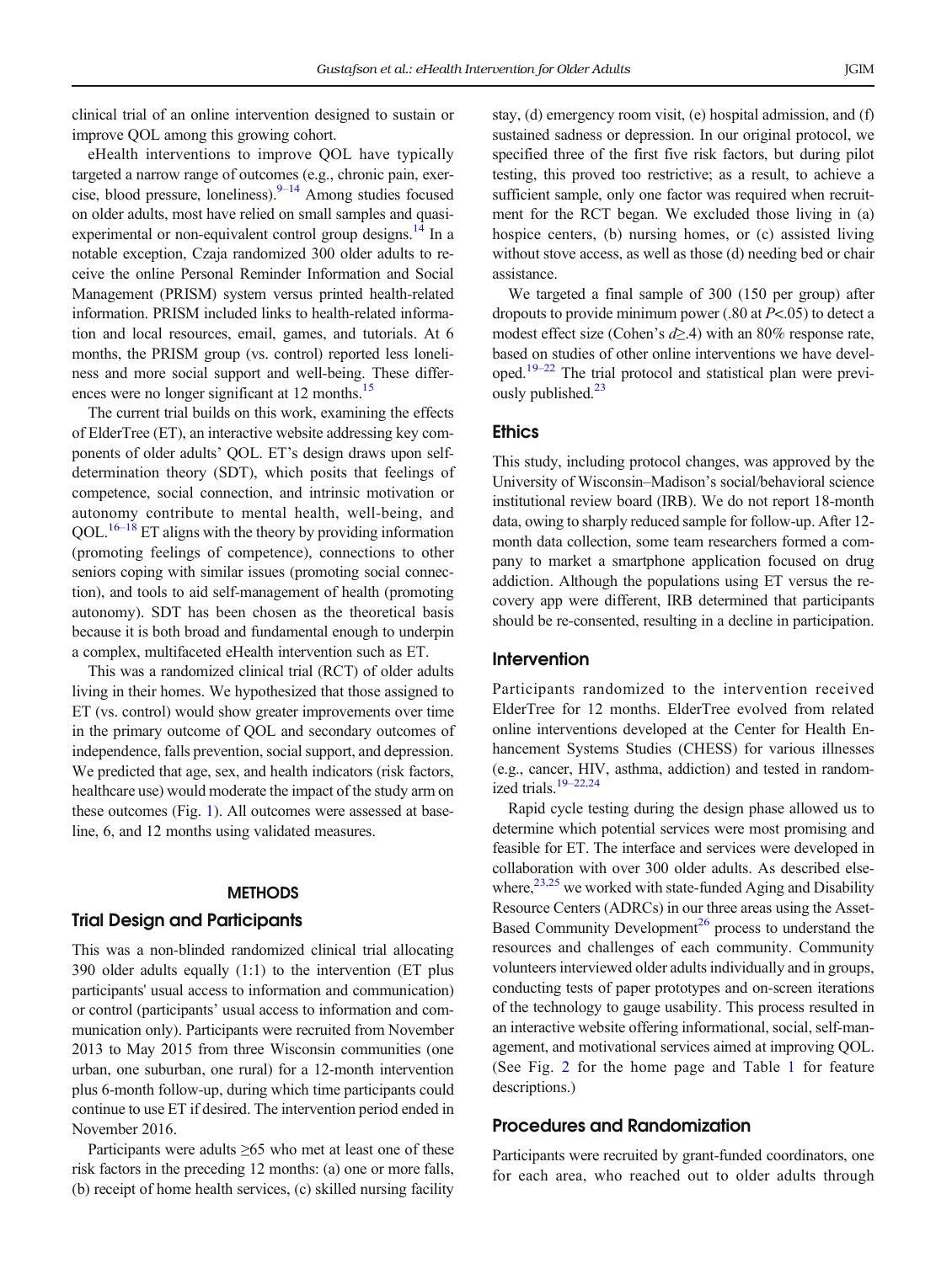clinical trial of an online intervention designed to sustain or improve QOL among this growing cohort.

eHealth interventions to improve QOL have typically targeted a narrow range of outcomes (e.g., chronic pain, exercise, blood pressure, loneliness).[9–14] Among studies focused on older adults, most have relied on small samples and quasi-experimental or non-equivalent control group designs.[14] In a notable exception, Czaja randomized 300 older adults to receive the online Personal Reminder Information and Social Management (PRISM) system versus printed health-related information. PRISM included links to health-related information and local resources, email, games, and tutorials. At 6 months, the PRISM group (vs. control) reported less loneliness and more social support and well-being. These differences were no longer significant at 12 months.[15]

The current trial builds on this work, examining the effects of ElderTree (ET), an interactive website addressing key components of older adults' QOL. ET's design draws upon self-determination theory (SDT), which posits that feelings of competence, social connection, and intrinsic motivation or autonomy contribute to mental health, well-being, and QOL.[16–18] ET aligns with the theory by providing information (promoting feelings of competence), connections to other seniors coping with similar issues (promoting social connection), and tools to aid self-management of health (promoting autonomy). SDT has been chosen as the theoretical basis because it is both broad and fundamental enough to underpin a complex, multifaceted eHealth intervention such as ET.

This was a randomized clinical trial (RCT) of older adults living in their homes. We hypothesized that those assigned to ET (vs. control) would show greater improvements over time in the primary outcome of QOL and secondary outcomes of independence, falls prevention, social support, and depression. We predicted that age, sex, and health indicators (risk factors, healthcare use) would moderate the impact of the study arm on these outcomes (Fig. 1). All outcomes were assessed at baseline, 6, and 12 months using validated measures.

## METHODS

### Trial Design and Participants

This was a non-blinded randomized clinical trial allocating 390 older adults equally (1:1) to the intervention (ET plus participants' usual access to information and communication) or control (participants' usual access to information and communication only). Participants were recruited from November 2013 to May 2015 from three Wisconsin communities (one urban, one suburban, one rural) for a 12-month intervention plus 6-month follow-up, during which time participants could continue to use ET if desired. The intervention period ended in November 2016.

Participants were adults ≥65 who met at least one of these risk factors in the preceding 12 months: (a) one or more falls, (b) receipt of home health services, (c) skilled nursing facility stay, (d) emergency room visit, (e) hospital admission, and (f) sustained sadness or depression. In our original protocol, we specified three of the first five risk factors, but during pilot testing, this proved too restrictive; as a result, to achieve a sufficient sample, only one factor was required when recruitment for the RCT began. We excluded those living in (a) hospice centers, (b) nursing homes, or (c) assisted living without stove access, as well as those (d) needing bed or chair assistance.

We targeted a final sample of 300 (150 per group) after dropouts to provide minimum power (.80 at $P<.05$) to detect a modest effect size (Cohen's $d \geq .4$) with an 80% response rate, based on studies of other online interventions we have developed.[19–22] The trial protocol and statistical plan were previously published.[23]

### Ethics

This study, including protocol changes, was approved by the University of Wisconsin–Madison's social/behavioral science institutional review board (IRB). We do not report 18-month data, owing to sharply reduced sample for follow-up. After 12-month data collection, some team researchers formed a company to market a smartphone application focused on drug addiction. Although the populations using ET versus the recovery app were different, IRB determined that participants should be re-consented, resulting in a decline in participation.

### Intervention

Participants randomized to the intervention received ElderTree for 12 months. ElderTree evolved from related online interventions developed at the Center for Health Enhancement Systems Studies (CHESS) for various illnesses (e.g., cancer, HIV, asthma, addiction) and tested in randomized trials.[19–22,24]

Rapid cycle testing during the design phase allowed us to determine which potential services were most promising and feasible for ET. The interface and services were developed in collaboration with over 300 older adults. As described elsewhere,[23,25] we worked with state-funded Aging and Disability Resource Centers (ADRCs) in our three areas using the Asset-Based Community Development[26] process to understand the resources and challenges of each community. Community volunteers interviewed older adults individually and in groups, conducting tests of paper prototypes and on-screen iterations of the technology to gauge usability. This process resulted in an interactive website offering informational, social, self-management, and motivational services aimed at improving QOL. (See Fig. 2 for the home page and Table 1 for feature descriptions.)

### Procedures and Randomization

Participants were recruited by grant-funded coordinators, one for each area, who reached out to older adults through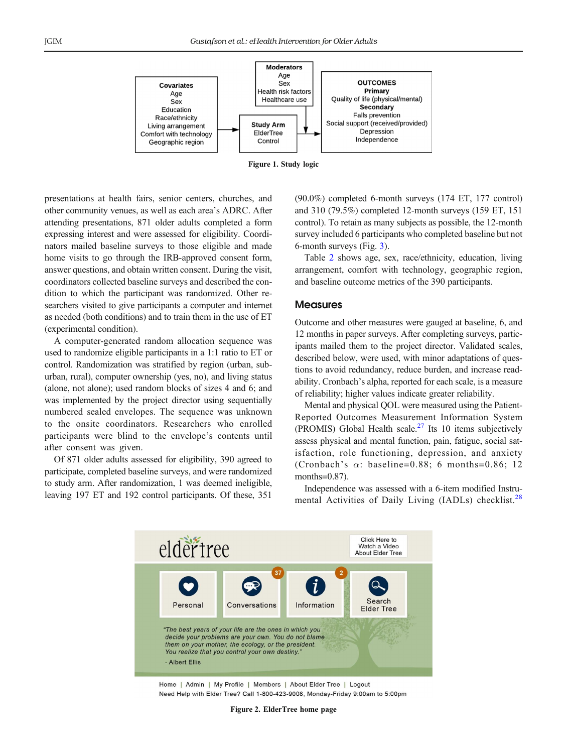Covariates
Age
Sex
Education
Race/ethnicity
Living arrangement
Comfort with technology
Geographic region

Moderators
Age
Sex
Health risk factors
Healthcare use

Study Arm
ElderTree
Control

OUTCOMES
Primary
Quality of life (physical/mental)
Secondary
Falls prevention
Social support (received/provided)
Depression
Independence

**Figure 1. Study logic**

presentations at health fairs, senior centers, churches, and other community venues, as well as each area's ADRC. After attending presentations, 871 older adults completed a form expressing interest and were assessed for eligibility. Coordinators mailed baseline surveys to those eligible and made home visits to go through the IRB-approved consent form, answer questions, and obtain written consent. During the visit, coordinators collected baseline surveys and described the condition to which the participant was randomized. Other researchers visited to give participants a computer and internet as needed (both conditions) and to train them in the use of ET (experimental condition).

A computer-generated random allocation sequence was used to randomize eligible participants in a 1:1 ratio to ET or control. Randomization was stratified by region (urban, suburban, rural), computer ownership (yes, no), and living status (alone, not alone); used random blocks of sizes 4 and 6; and was implemented by the project director using sequentially numbered sealed envelopes. The sequence was unknown to the onsite coordinators. Researchers who enrolled participants were blind to the envelope's contents until after consent was given.

Of 871 older adults assessed for eligibility, 390 agreed to participate, completed baseline surveys, and were randomized to study arm. After randomization, 1 was deemed ineligible, leaving 197 ET and 192 control participants. Of these, 351 (90.0%) completed 6-month surveys (174 ET, 177 control) and 310 (79.5%) completed 12-month surveys (159 ET, 151 control). To retain as many subjects as possible, the 12-month survey included 6 participants who completed baseline but not 6-month surveys (Fig. 3).

Table 2 shows age, sex, race/ethnicity, education, living arrangement, comfort with technology, geographic region, and baseline outcome metrics of the 390 participants.

## Measures

Outcome and other measures were gauged at baseline, 6, and 12 months in paper surveys. After completing surveys, participants mailed them to the project director. Validated scales, described below, were used, with minor adaptations of questions to avoid redundancy, reduce burden, and increase readability. Cronbach's alpha, reported for each scale, is a measure of reliability; higher values indicate greater reliability.

Mental and physical QOL were measured using the Patient-Reported Outcomes Measurement Information System (PROMIS) Global Health scale.[27] Its 10 items subjectively assess physical and mental function, pain, fatigue, social satisfaction, role functioning, depression, and anxiety (Cronbach's $\alpha$: baseline=0.88; 6 months=0.86; 12 months=0.87).

Independence was assessed with a 6-item modified Instrumental Activities of Daily Living (IADLs) checklist.[28]

eldertree
Click Here to Watch a Video About Elder Tree
Personal
Conversations 37
Information 2
Search Elder Tree
"The best years of your life are the ones in which you decide your problems are your own. You do not blame them on your mother, the ecology, or the president. You realize that you control your own destiny."
- Albert Ellis
Home | Admin | My Profile | Members | About Elder Tree | Logout
Need Help with Elder Tree? Call 1-800-423-9008, Monday-Friday 9:00am to 5:00pm

**Figure 2. ElderTree home page**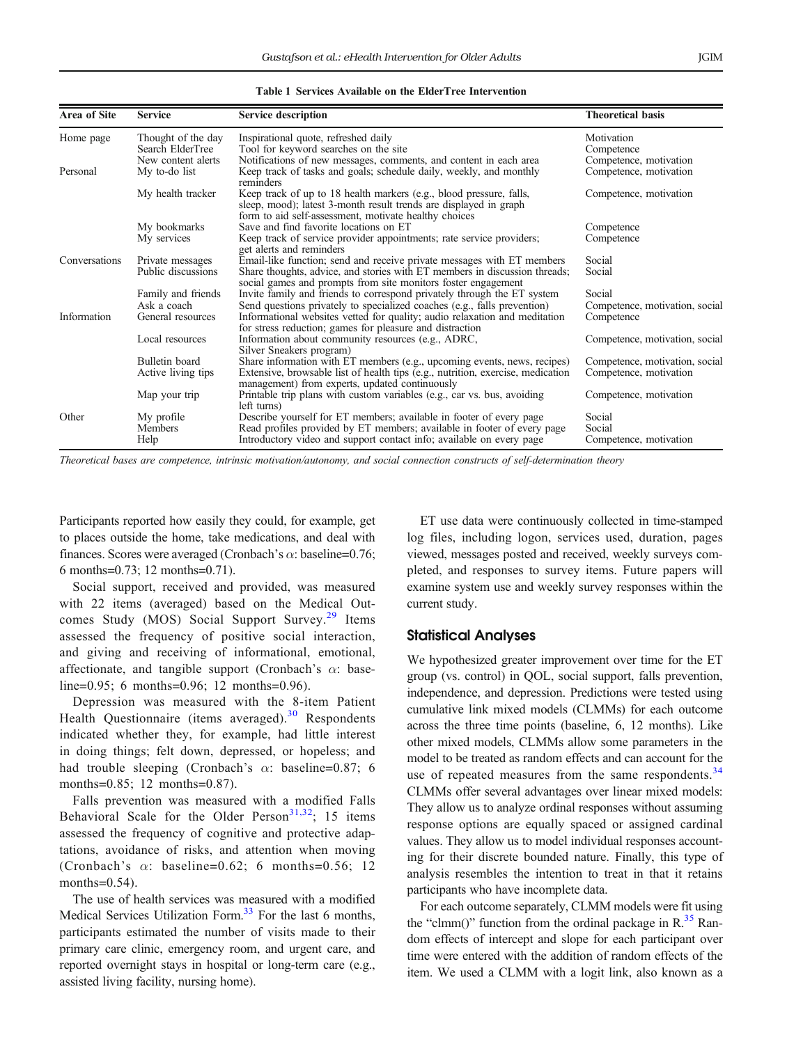**Table 1 Services Available on the ElderTree Intervention**

| Area of Site | Service | Service description | Theoretical basis |
|---|---|---|---|
| Home page | Thought of the day | Inspirational quote, refreshed daily | Motivation |
| | Search ElderTree | Tool for keyword searches on the site | Competence |
| | New content alerts | Notifications of new messages, comments, and content in each area | Competence, motivation |
| Personal | My to-do list | Keep track of tasks and goals; schedule daily, weekly, and monthly reminders | Competence, motivation |
| | My health tracker | Keep track of up to 18 health markers (e.g., blood pressure, falls, sleep, mood); latest 3-month result trends are displayed in graph form to aid self-assessment, motivate healthy choices | Competence, motivation |
| | My bookmarks | Save and find favorite locations on ET | Competence |
| | My services | Keep track of service provider appointments; rate service providers; get alerts and reminders | Competence |
| Conversations | Private messages | Email-like function; send and receive private messages with ET members | Social |
| | Public discussions | Share thoughts, advice, and stories with ET members in discussion threads; social games and prompts from site monitors foster engagement | Social |
| | Family and friends | Invite family and friends to correspond privately through the ET system | Social |
| | Ask a coach | Send questions privately to specialized coaches (e.g., falls prevention) | Competence, motivation, social |
| Information | General resources | Informational websites vetted for quality; audio relaxation and meditation for stress reduction; games for pleasure and distraction | Competence |
| | Local resources | Information about community resources (e.g., ADRC, Silver Sneakers program) | Competence, motivation, social |
| | Bulletin board | Share information with ET members (e.g., upcoming events, news, recipes) | Competence, motivation, social |
| | Active living tips | Extensive, browsable list of health tips (e.g., nutrition, exercise, medication management) from experts, updated continuously | Competence, motivation |
| | Map your trip | Printable trip plans with custom variables (e.g., car vs. bus, avoiding left turns) | Competence, motivation |
| Other | My profile | Describe yourself for ET members; available in footer of every page | Social |
| | Members | Read profiles provided by ET members; available in footer of every page | Social |
| | Help | Introductory video and support contact info; available on every page | Competence, motivation |

*Theoretical bases are competence, intrinsic motivation/autonomy, and social connection constructs of self-determination theory*

Participants reported how easily they could, for example, get to places outside the home, take medications, and deal with finances. Scores were averaged (Cronbach's $\alpha$: baseline=0.76; 6 months=0.73; 12 months=0.71).

Social support, received and provided, was measured with 22 items (averaged) based on the Medical Outcomes Study (MOS) Social Support Survey.[29] Items assessed the frequency of positive social interaction, and giving and receiving of informational, emotional, affectionate, and tangible support (Cronbach's $\alpha$: baseline=0.95; 6 months=0.96; 12 months=0.96).

Depression was measured with the 8-item Patient Health Questionnaire (items averaged).[30] Respondents indicated whether they, for example, had little interest in doing things; felt down, depressed, or hopeless; and had trouble sleeping (Cronbach's $\alpha$: baseline=0.87; 6 months=0.85; 12 months=0.87).

Falls prevention was measured with a modified Falls Behavioral Scale for the Older Person[31,32]; 15 items assessed the frequency of cognitive and protective adaptations, avoidance of risks, and attention when moving (Cronbach's $\alpha$: baseline=0.62; 6 months=0.56; 12 months=0.54).

The use of health services was measured with a modified Medical Services Utilization Form.[33] For the last 6 months, participants estimated the number of visits made to their primary care clinic, emergency room, and urgent care, and reported overnight stays in hospital or long-term care (e.g., assisted living facility, nursing home).

ET use data were continuously collected in time-stamped log files, including logon, services used, duration, pages viewed, messages posted and received, weekly surveys completed, and responses to survey items. Future papers will examine system use and weekly survey responses within the current study.

## Statistical Analyses

We hypothesized greater improvement over time for the ET group (vs. control) in QOL, social support, falls prevention, independence, and depression. Predictions were tested using cumulative link mixed models (CLMMs) for each outcome across the three time points (baseline, 6, 12 months). Like other mixed models, CLMMs allow some parameters in the model to be treated as random effects and can account for the use of repeated measures from the same respondents.[34] CLMMs offer several advantages over linear mixed models: They allow us to analyze ordinal responses without assuming response options are equally spaced or assigned cardinal values. They allow us to model individual responses accounting for their discrete bounded nature. Finally, this type of analysis resembles the intention to treat in that it retains participants who have incomplete data.

For each outcome separately, CLMM models were fit using the "clmm()" function from the ordinal package in R.[35] Random effects of intercept and slope for each participant over time were entered with the addition of random effects of the item. We used a CLMM with a logit link, also known as a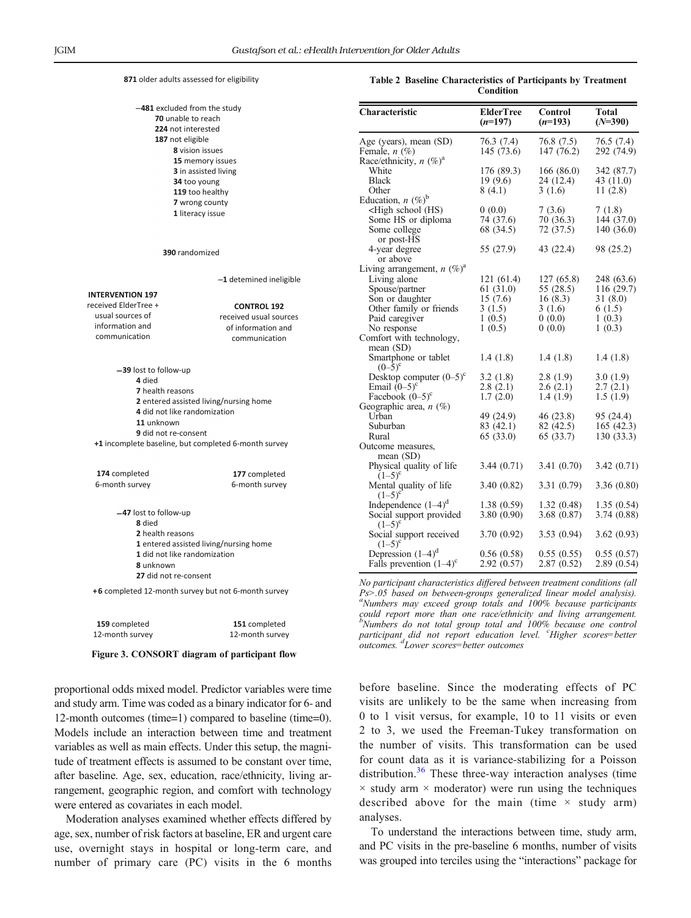871 older adults assessed for eligibility

−481 excluded from the study
- 70 unable to reach
- 224 not interested
- 187 not eligible
  - 8 vision issues
  - 15 memory issues
  - 3 in assisted living
  - 34 too young
  - 119 too healthy
  - 7 wrong county
  - 1 literacy issue

390 randomized

−1 detemined ineligible

| INTERVENTION 197 | CONTROL 192 |
|---|---|
| received ElderTree + usual sources of information and communication | received usual sources of information and communication |

−39 lost to follow-up
- 4 died
- 7 health reasons
- 2 entered assisted living/nursing home
- 4 did not like randomization
- 11 unknown
- 9 did not re-consent

+1 incomplete baseline, but completed 6-month survey

| 174 completed 6-month survey | 177 completed 6-month survey |
|---|---|

−47 lost to follow-up
- 8 died
- 2 health reasons
- 1 entered assisted living/nursing home
- 1 did not like randomization
- 8 unknown
- 27 did not re-consent

+6 completed 12-month survey but not 6-month survey

| 159 completed 12-month survey | 151 completed 12-month survey |
|---|---|

**Figure 3. CONSORT diagram of participant flow**

**Table 2 Baseline Characteristics of Participants by Treatment Condition**

| Characteristic | ElderTree (*n*=197) | Control (*n*=193) | Total (*N*=390) |
|---|---|---|---|
| Age (years), mean (SD) | 76.3 (7.4) | 76.8 (7.5) | 76.5 (7.4) |
| Female, *n* (%) | 145 (73.6) | 147 (76.2) | 292 (74.9) |
| Race/ethnicity, *n* (%)[a] | | | |
| White | 176 (89.3) | 166 (86.0) | 342 (87.7) |
| Black | 19 (9.6) | 24 (12.4) | 43 (11.0) |
| Other | 8 (4.1) | 3 (1.6) | 11 (2.8) |
| Education, *n* (%)[b] | | | |
| <High school (HS) | 0 (0.0) | 7 (3.6) | 7 (1.8) |
| Some HS or diploma | 74 (37.6) | 70 (36.3) | 144 (37.0) |
| Some college or post-HS | 68 (34.5) | 72 (37.5) | 140 (36.0) |
| 4-year degree or above | 55 (27.9) | 43 (22.4) | 98 (25.2) |
| Living arrangement, *n* (%)[a] | | | |
| Living alone | 121 (61.4) | 127 (65.8) | 248 (63.6) |
| Spouse/partner | 61 (31.0) | 55 (28.5) | 116 (29.7) |
| Son or daughter | 15 (7.6) | 16 (8.3) | 31 (8.0) |
| Other family or friends | 3 (1.5) | 3 (1.6) | 6 (1.5) |
| Paid caregiver | 1 (0.5) | 0 (0.0) | 1 (0.3) |
| No response | 1 (0.5) | 0 (0.0) | 1 (0.3) |
| Comfort with technology, mean (SD) | | | |
| Smartphone or tablet (0–5)[c] | 1.4 (1.8) | 1.4 (1.8) | 1.4 (1.8) |
| Desktop computer (0–5)[c] | 3.2 (1.8) | 2.8 (1.9) | 3.0 (1.9) |
| Email (0–5)[c] | 2.8 (2.1) | 2.6 (2.1) | 2.7 (2.1) |
| Facebook (0–5)[c] | 1.7 (2.0) | 1.4 (1.9) | 1.5 (1.9) |
| Geographic area, *n* (%) | | | |
| Urban | 49 (24.9) | 46 (23.8) | 95 (24.4) |
| Suburban | 83 (42.1) | 82 (42.5) | 165 (42.3) |
| Rural | 65 (33.0) | 65 (33.7) | 130 (33.3) |
| Outcome measures, mean (SD) | | | |
| Physical quality of life (1–5)[c] | 3.44 (0.71) | 3.41 (0.70) | 3.42 (0.71) |
| Mental quality of life (1–5)[c] | 3.40 (0.82) | 3.31 (0.79) | 3.36 (0.80) |
| Independence (1–4)[d] | 1.38 (0.59) | 1.32 (0.48) | 1.35 (0.54) |
| Social support provided (1–5)[c] | 3.80 (0.90) | 3.68 (0.87) | 3.74 (0.88) |
| Social support received (1–5)[c] | 3.70 (0.92) | 3.53 (0.94) | 3.62 (0.93) |
| Depression (1–4)[d] | 0.56 (0.58) | 0.55 (0.55) | 0.55 (0.57) |
| Falls prevention (1–4)[c] | 2.92 (0.57) | 2.87 (0.52) | 2.89 (0.54) |

*No participant characteristics differed between treatment conditions (all Ps>.05 based on between-groups generalized linear model analysis).* [a]*Numbers may exceed group totals and 100% because participants could report more than one race/ethnicity and living arrangement.* [b]*Numbers do not total group total and 100% because one control participant did not report education level.* [c]*Higher scores=better outcomes.* [d]*Lower scores=better outcomes*

proportional odds mixed model. Predictor variables were time and study arm. Time was coded as a binary indicator for 6- and 12-month outcomes (time=1) compared to baseline (time=0). Models include an interaction between time and treatment variables as well as main effects. Under this setup, the magnitude of treatment effects is assumed to be constant over time, after baseline. Age, sex, education, race/ethnicity, living arrangement, geographic region, and comfort with technology were entered as covariates in each model.

Moderation analyses examined whether effects differed by age, sex, number of risk factors at baseline, ER and urgent care use, overnight stays in hospital or long-term care, and number of primary care (PC) visits in the 6 months before baseline. Since the moderating effects of PC visits are unlikely to be the same when increasing from 0 to 1 visit versus, for example, 10 to 11 visits or even 2 to 3, we used the Freeman-Tukey transformation on the number of visits. This transformation can be used for count data as it is variance-stabilizing for a Poisson distribution.[36] These three-way interaction analyses (time × study arm × moderator) were run using the techniques described above for the main (time × study arm) analyses.

To understand the interactions between time, study arm, and PC visits in the pre-baseline 6 months, number of visits was grouped into terciles using the "interactions" package for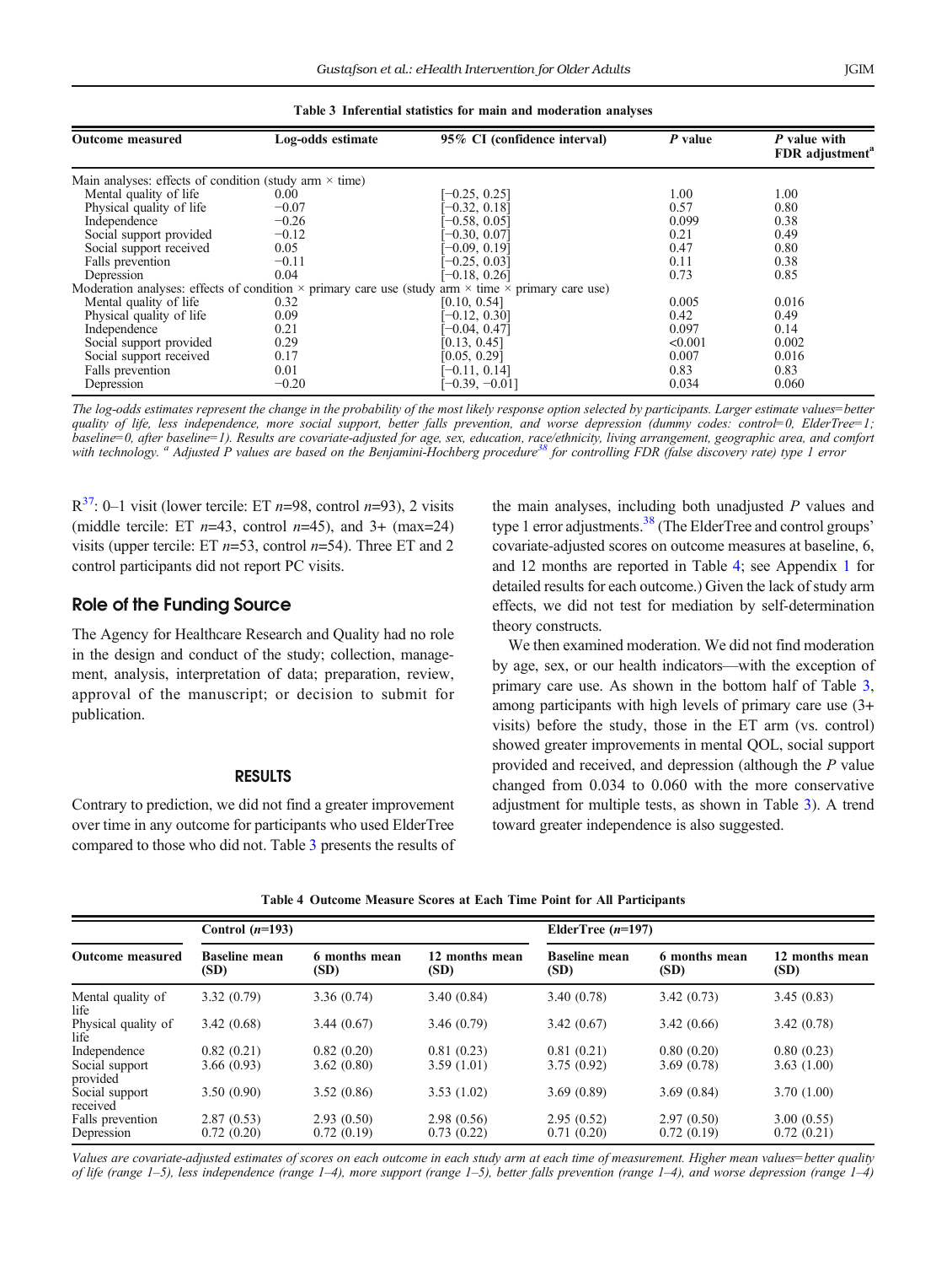**Table 3 Inferential statistics for main and moderation analyses**

| Outcome measured | Log-odds estimate | 95% CI (confidence interval) | *P* value | *P* value with FDR adjustment[a] |
|---|---|---|---|---|
| Main analyses: effects of condition (study arm × time) | | | | |
| Mental quality of life | 0.00 | [−0.25, 0.25] | 1.00 | 1.00 |
| Physical quality of life | −0.07 | [−0.32, 0.18] | 0.57 | 0.80 |
| Independence | −0.26 | [−0.58, 0.05] | 0.099 | 0.38 |
| Social support provided | −0.12 | [−0.30, 0.07] | 0.21 | 0.49 |
| Social support received | 0.05 | [−0.09, 0.19] | 0.47 | 0.80 |
| Falls prevention | −0.11 | [−0.25, 0.03] | 0.11 | 0.38 |
| Depression | 0.04 | [−0.18, 0.26] | 0.73 | 0.85 |
| Moderation analyses: effects of condition × primary care use (study arm × time × primary care use) | | | | |
| Mental quality of life | 0.32 | [0.10, 0.54] | 0.005 | 0.016 |
| Physical quality of life | 0.09 | [−0.12, 0.30] | 0.42 | 0.49 |
| Independence | 0.21 | [−0.04, 0.47] | 0.097 | 0.14 |
| Social support provided | 0.29 | [0.13, 0.45] | <0.001 | 0.002 |
| Social support received | 0.17 | [0.05, 0.29] | 0.007 | 0.016 |
| Falls prevention | 0.01 | [−0.11, 0.14] | 0.83 | 0.83 |
| Depression | −0.20 | [−0.39, −0.01] | 0.034 | 0.060 |

*The log-odds estimates represent the change in the probability of the most likely response option selected by participants. Larger estimate values=better quality of life, less independence, more social support, better falls prevention, and worse depression (dummy codes: control=0, ElderTree=1; baseline=0, after baseline=1). Results are covariate-adjusted for age, sex, education, race/ethnicity, living arrangement, geographic area, and comfort with technology.* [a] *Adjusted P values are based on the Benjamini-Hochberg procedure*[38] *for controlling FDR (false discovery rate) type 1 error*

R[37]: 0–1 visit (lower tercile: ET $n$=98, control $n$=93), 2 visits (middle tercile: ET $n$=43, control $n$=45), and 3+ (max=24) visits (upper tercile: ET $n$=53, control $n$=54). Three ET and 2 control participants did not report PC visits.

## Role of the Funding Source

The Agency for Healthcare Research and Quality had no role in the design and conduct of the study; collection, management, analysis, interpretation of data; preparation, review, approval of the manuscript; or decision to submit for publication.

## RESULTS

Contrary to prediction, we did not find a greater improvement over time in any outcome for participants who used ElderTree compared to those who did not. Table 3 presents the results of the main analyses, including both unadjusted *P* values and type 1 error adjustments.[38] (The ElderTree and control groups' covariate-adjusted scores on outcome measures at baseline, 6, and 12 months are reported in Table 4; see Appendix 1 for detailed results for each outcome.) Given the lack of study arm effects, we did not test for mediation by self-determination theory constructs.

We then examined moderation. We did not find moderation by age, sex, or our health indicators—with the exception of primary care use. As shown in the bottom half of Table 3, among participants with high levels of primary care use (3+ visits) before the study, those in the ET arm (vs. control) showed greater improvements in mental QOL, social support provided and received, and depression (although the *P* value changed from 0.034 to 0.060 with the more conservative adjustment for multiple tests, as shown in Table 3). A trend toward greater independence is also suggested.

**Table 4 Outcome Measure Scores at Each Time Point for All Participants**

| Outcome measured | Control ($n$=193) | | | ElderTree ($n$=197) | | |
|---|---|---|---|---|---|---|
| | Baseline mean (SD) | 6 months mean (SD) | 12 months mean (SD) | Baseline mean (SD) | 6 months mean (SD) | 12 months mean (SD) |
| Mental quality of life | 3.32 (0.79) | 3.36 (0.74) | 3.40 (0.84) | 3.40 (0.78) | 3.42 (0.73) | 3.45 (0.83) |
| Physical quality of life | 3.42 (0.68) | 3.44 (0.67) | 3.46 (0.79) | 3.42 (0.67) | 3.42 (0.66) | 3.42 (0.78) |
| Independence | 0.82 (0.21) | 0.82 (0.20) | 0.81 (0.23) | 0.81 (0.21) | 0.80 (0.20) | 0.80 (0.23) |
| Social support provided | 3.66 (0.93) | 3.62 (0.80) | 3.59 (1.01) | 3.75 (0.92) | 3.69 (0.78) | 3.63 (1.00) |
| Social support received | 3.50 (0.90) | 3.52 (0.86) | 3.53 (1.02) | 3.69 (0.89) | 3.69 (0.84) | 3.70 (1.00) |
| Falls prevention | 2.87 (0.53) | 2.93 (0.50) | 2.98 (0.56) | 2.95 (0.52) | 2.97 (0.50) | 3.00 (0.55) |
| Depression | 0.72 (0.20) | 0.72 (0.19) | 0.73 (0.22) | 0.71 (0.20) | 0.72 (0.19) | 0.72 (0.21) |

*Values are covariate-adjusted estimates of scores on each outcome in each study arm at each time of measurement. Higher mean values=better quality of life (range 1–5), less independence (range 1–4), more support (range 1–5), better falls prevention (range 1–4), and worse depression (range 1–4)*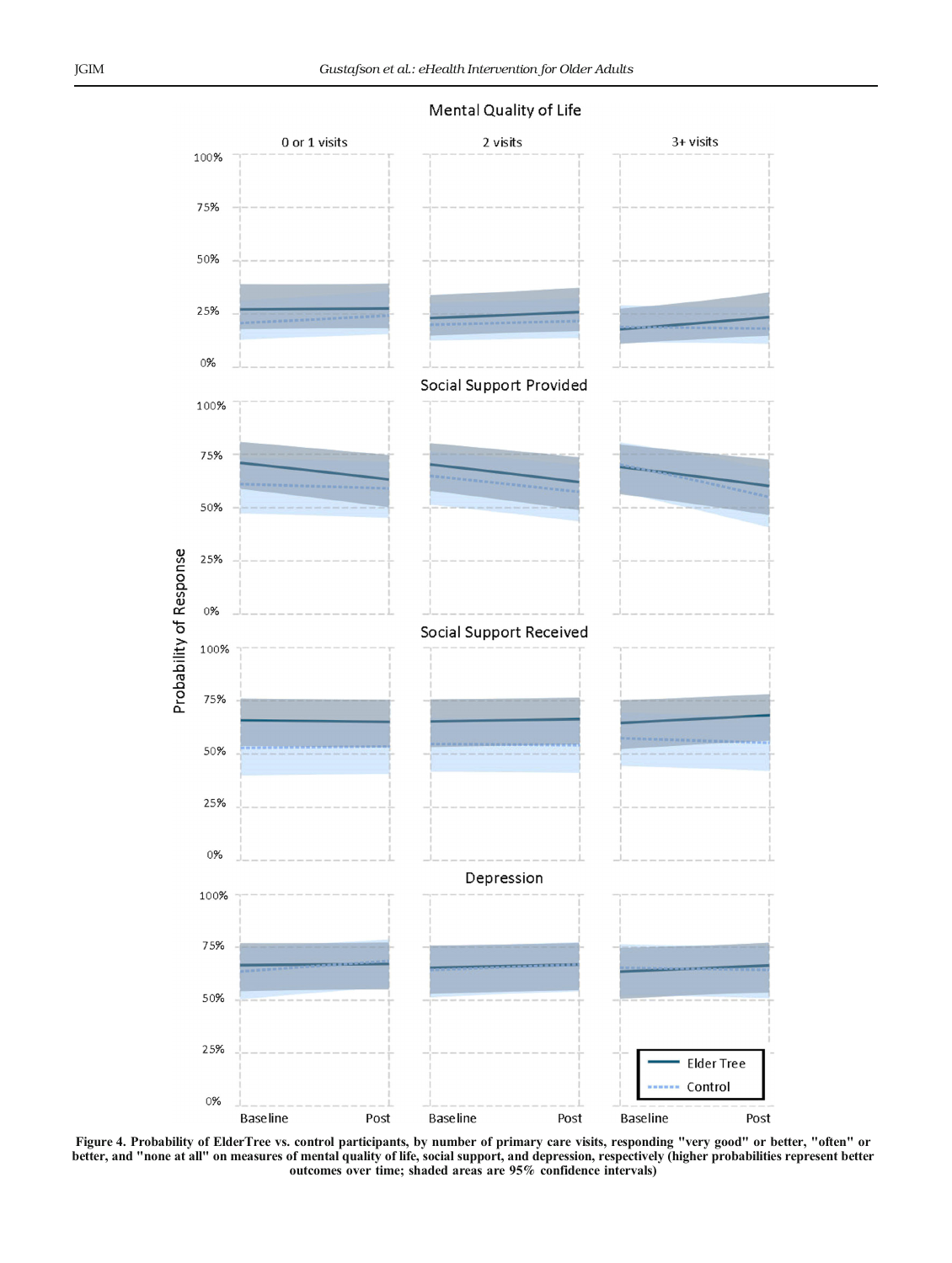Mental Quality of Life

0 or 1 visits
2 visits
3+ visits

100%
75%
50%
25%
0%

Social Support Provided

100%
75%
50%
25%
0%

Probability of Response

Social Support Received

100%
75%
50%
25%
0%

Depression

100%
75%
50%
25%
0%

Baseline
Post
Baseline
Post
Baseline
Post

Elder Tree
Control

**Figure 4. Probability of ElderTree vs. control participants, by number of primary care visits, responding "very good" or better, "often" or better, and "none at all" on measures of mental quality of life, social support, and depression, respectively (higher probabilities represent better outcomes over time; shaded areas are 95% confidence intervals)**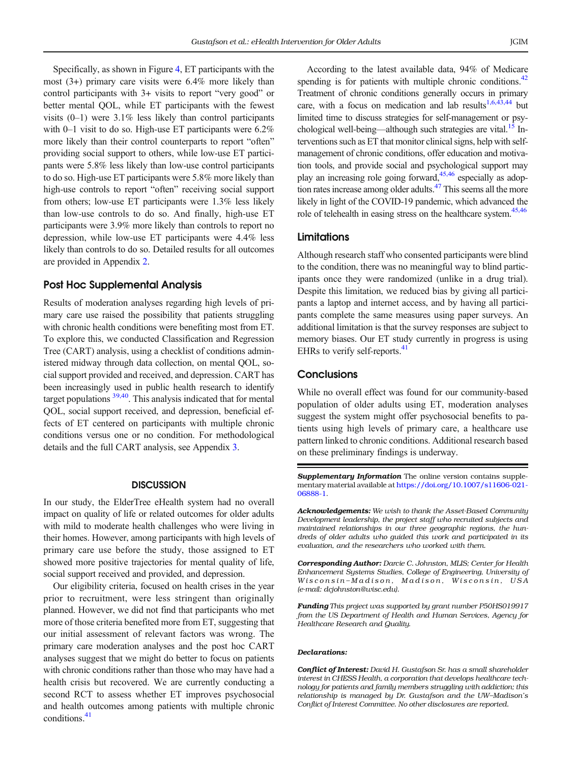Specifically, as shown in Figure 4, ET participants with the most (3+) primary care visits were 6.4% more likely than control participants with 3+ visits to report "very good" or better mental QOL, while ET participants with the fewest visits (0–1) were 3.1% less likely than control participants with 0–1 visit to do so. High-use ET participants were 6.2% more likely than their control counterparts to report "often" providing social support to others, while low-use ET participants were 5.8% less likely than low-use control participants to do so. High-use ET participants were 5.8% more likely than high-use controls to report "often" receiving social support from others; low-use ET participants were 1.3% less likely than low-use controls to do so. And finally, high-use ET participants were 3.9% more likely than controls to report no depression, while low-use ET participants were 4.4% less likely than controls to do so. Detailed results for all outcomes are provided in Appendix 2.

## Post Hoc Supplemental Analysis

Results of moderation analyses regarding high levels of primary care use raised the possibility that patients struggling with chronic health conditions were benefiting most from ET. To explore this, we conducted Classification and Regression Tree (CART) analysis, using a checklist of conditions administered midway through data collection, on mental QOL, social support provided and received, and depression. CART has been increasingly used in public health research to identify target populations [39,40]. This analysis indicated that for mental QOL, social support received, and depression, beneficial effects of ET centered on participants with multiple chronic conditions versus one or no condition. For methodological details and the full CART analysis, see Appendix 3.

## DISCUSSION

In our study, the ElderTree eHealth system had no overall impact on quality of life or related outcomes for older adults with mild to moderate health challenges who were living in their homes. However, among participants with high levels of primary care use before the study, those assigned to ET showed more positive trajectories for mental quality of life, social support received and provided, and depression.

Our eligibility criteria, focused on health crises in the year prior to recruitment, were less stringent than originally planned. However, we did not find that participants who met more of those criteria benefited more from ET, suggesting that our initial assessment of relevant factors was wrong. The primary care moderation analyses and the post hoc CART analyses suggest that we might do better to focus on patients with chronic conditions rather than those who may have had a health crisis but recovered. We are currently conducting a second RCT to assess whether ET improves psychosocial and health outcomes among patients with multiple chronic conditions.[41]

According to the latest available data, 94% of Medicare spending is for patients with multiple chronic conditions.[42] Treatment of chronic conditions generally occurs in primary care, with a focus on medication and lab results[1,6,43,44] but limited time to discuss strategies for self-management or psychological well-being—although such strategies are vital.[15] Interventions such as ET that monitor clinical signs, help with self-management of chronic conditions, offer education and motivation tools, and provide social and psychological support may play an increasing role going forward,[45,46] especially as adoption rates increase among older adults.[47] This seems all the more likely in light of the COVID-19 pandemic, which advanced the role of telehealth in easing stress on the healthcare system.[45,46]

## Limitations

Although research staff who consented participants were blind to the condition, there was no meaningful way to blind participants once they were randomized (unlike in a drug trial). Despite this limitation, we reduced bias by giving all participants a laptop and internet access, and by having all participants complete the same measures using paper surveys. An additional limitation is that the survey responses are subject to memory biases. Our ET study currently in progress is using EHRs to verify self-reports.[41]

## Conclusions

While no overall effect was found for our community-based population of older adults using ET, moderation analyses suggest the system might offer psychosocial benefits to patients using high levels of primary care, a healthcare use pattern linked to chronic conditions. Additional research based on these preliminary findings is underway.

***Supplementary Information*** The online version contains supplementary material available at https://doi.org/10.1007/s11606-021-06888-1.

***Acknowledgements:*** *We wish to thank the Asset-Based Community Development leadership, the project staff who recruited subjects and maintained relationships in our three geographic regions, the hundreds of older adults who guided this work and participated in its evaluation, and the researchers who worked with them.*

***Corresponding Author:*** *Darcie C. Johnston, MLIS; Center for Health Enhancement Systems Studies, College of Engineering, University of Wisconsin–Madison, Madison, Wisconsin, USA (e-mail: dcjohnston@wisc.edu).*

***Funding*** *This project was supported by grant number P50HS019917 from the US Department of Health and Human Services, Agency for Healthcare Research and Quality.*

***Declarations:***

***Conflict of Interest:*** *David H. Gustafson Sr. has a small shareholder interest in CHESS Health, a corporation that develops healthcare technology for patients and family members struggling with addiction; this relationship is managed by Dr. Gustafson and the UW–Madison's Conflict of Interest Committee. No other disclosures are reported.*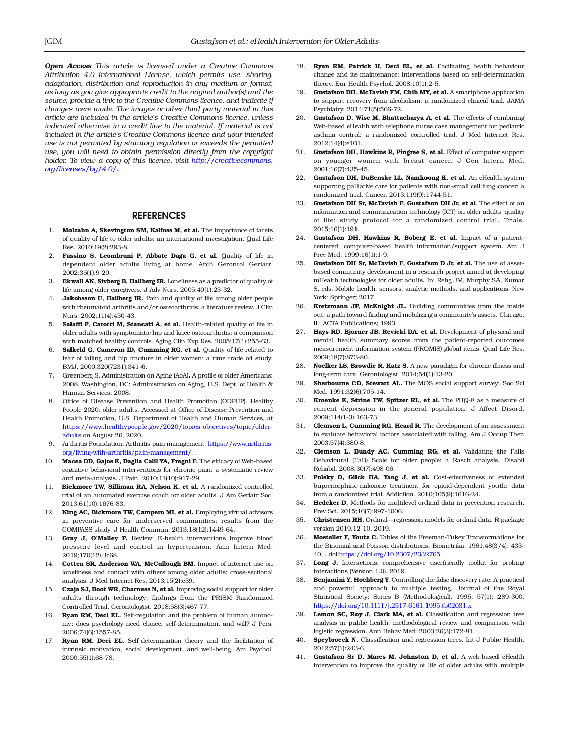***Open Access*** *This article is licensed under a Creative Commons Attribution 4.0 International License, which permits use, sharing, adaptation, distribution and reproduction in any medium or format, as long as you give appropriate credit to the original author(s) and the source, provide a link to the Creative Commons licence, and indicate if changes were made. The images or other third party material in this article are included in the article's Creative Commons licence, unless indicated otherwise in a credit line to the material. If material is not included in the article's Creative Commons licence and your intended use is not permitted by statutory regulation or exceeds the permitted use, you will need to obtain permission directly from the copyright holder. To view a copy of this licence, visit http://creativecommons.org/licenses/by/4.0/.*

## REFERENCES

1. **Molzahn A, Skevington SM, Kalfoss M, et al.** The importance of facets of quality of life to older adults: an international investigation. Qual Life Res. 2010;19(2):293-8.
2. **Fassino S, Leombruni P, Abbate Daga G, et al.** Quality of life in dependent older adults living at home. Arch Gerontol Geriatr. 2002;35(1):9-20.
3. **Ekwall AK, Sivberg B, Hallberg IR.** Loneliness as a predictor of quality of life among older caregivers. J Adv Nurs. 2005;49(1):23-32.
4. **Jakobsson U, Hallberg IR.** Pain and quality of life among older people with rheumatoid arthritis and/or osteoarthritis: a literature review. J Clin Nurs. 2002;11(4):430-43.
5. **Salaffi F, Carotti M, Stancati A, et al.** Health-related quality of life in older adults with symptomatic hip and knee osteoarthritis: a comparison with matched healthy controls. Aging Clin Exp Res. 2005;17(4):255-63.
6. **Salkeld G, Cameron ID, Cumming RG, et al.** Quality of life related to fear of falling and hip fracture in older women: a time trade off study. BMJ. 2000;320(7231):341-6.
7. Greenberg S, Administration on Aging (AoA). A profile of older Americans: 2008. Washington, DC: Administration on Aging, U.S. Dept. of Health & Human Services; 2008.
8. Office of Disease Prevention and Health Promotion (ODPHP). Healthy People 2020: older adults. Accessed at Office of Disease Prevention and Health Promotion, U.S. Department of Health and Human Services, at https://www.healthypeople.gov/2020/topics-objectives/topic/older-adults on August 26, 2020.
9. Arthritis Foundation. Arthritis pain management. https://www.arthritis.org/living-with-arthritis/pain-management/. .
10. **Macea DD, Gajos K, Daglia Calil YA, Fregni F.** The efficacy of Web-based cognitive behavioral interventions for chronic pain: a systematic review and meta-analysis. J Pain. 2010;11(10):917-29.
11. **Bickmore TW, Silliman RA, Nelson K, et al.** A randomized controlled trial of an automated exercise coach for older adults. J Am Geriatr Soc. 2013;61(10):1676-83.
12. **King AC, Bickmore TW, Campero MI, et al.** Employing virtual advisors in preventive care for underserved communities: results from the COMPASS study. J Health Commun. 2013;18(12):1449-64.
13. **Gray J, O'Malley P.** Review: E-health interventions improve blood pressure level and control in hypertension. Ann Intern Med. 2019;170(12):Jc68.
14. **Cotten SR, Anderson WA, McCullough BM.** Impact of internet use on loneliness and contact with others among older adults: cross-sectional analysis. J Med Internet Res. 2013;15(2):e39.
15. **Czaja SJ, Boot WR, Charness N, et al.** Improving social support for older adults through technology: findings from the PRISM Randomized Controlled Trial. Gerontologist. 2018;58(3):467-77.
16. **Ryan RM, Deci EL.** Self-regulation and the problem of human autonomy: does psychology need choice, self-determination, and will? J Pers. 2006;74(6):1557-85.
17. **Ryan RM, Deci EL.** Self-determination theory and the facilitation of intrinsic motivation, social development, and well-being. Am Psychol. 2000;55(1):68-78.
18. **Ryan RM, Patrick H, Deci EL, et al.** Facilitating health behaviour change and its maintenance: interventions based on self-determination theory. Eur Health Psychol. 2008;10(1):2-5.
19. **Gustafson DH, McTavish FM, Chih MY, et al.** A smartphone application to support recovery from alcoholism: a randomized clinical trial. JAMA Psychiatry. 2014;71(5):566-72.
20. **Gustafson D, Wise M, Bhattacharya A, et al.** The effects of combining Web-based eHealth with telephone nurse case management for pediatric asthma control: a randomized controlled trial. J Med Internet Res. 2012;14(4):e101.
21. **Gustafson DH, Hawkins R, Pingree S, et al.** Effect of computer support on younger women with breast cancer. J Gen Intern Med. 2001;16(7):435-45.
22. **Gustafson DH, DuBenske LL, Namkoong K, et al.** An eHealth system supporting palliative care for patients with non-small cell lung cancer: a randomized trial. Cancer. 2013;119(9):1744-51.
23. **Gustafson DH Sr, McTavish F, Gustafson DH Jr, et al.** The effect of an information and communication technology (ICT) on older adults' quality of life: study protocol for a randomized control trial. Trials. 2015;16(1):191.
24. **Gustafson DH, Hawkins R, Boberg E, et al.** Impact of a patient-centered, computer-based health information/support system. Am J Prev Med. 1999;16(1):1-9.
25. **Gustafson DH Sr, McTavish F, Gustafson D Jr, et al.** The use of asset-based community development in a research project aimed at developing mHealth technologies for older adults. In: Rehg JM, Murphy SA, Kumar S, eds. Mobile health: sensors, analytic methods, and applications. New York: Springer; 2017.
26. **Kretzmann JP, McKnight JL.** Building communities from the inside out: a path toward finding and mobilizing a community's assets. Chicago, IL: ACTA Publications; 1993.
27. **Hays RD, Bjorner JB, Revicki DA, et al.** Development of physical and mental health summary scores from the patient-reported outcomes measurement information system (PROMIS) global items. Qual Life Res. 2009;18(7):873-80.
28. **Noelker LS, Browdie R, Katz S.** A new paradigm for chronic illness and long-term care. Gerontologist. 2014;54(1):13-20.
29. **Sherbourne CD, Stewart AL.** The MOS social support survey. Soc Sci Med. 1991;32(6):705-14.
30. **Kroenke K, Strine TW, Spitzer RL, et al.** The PHQ-8 as a measure of current depression in the general population. J Affect Disord. 2009;114(1-3):163-73.
31. **Clemson L, Cumming RG, Heard R.** The development of an assessment to evaluate behavioral factors associated with falling. Am J Occup Ther. 2003;57(4):380-8.
32. **Clemson L, Bundy AC, Cumming RG, et al.** Validating the Falls Behavioural (FaB) Scale for older people: a Rasch analysis. Disabil Rehabil. 2008;30(7):498-06.
33. **Polsky D, Glick HA, Yang J, et al.** Cost-effectiveness of extended buprenorphine-naloxone treatment for opioid-dependent youth: data from a randomized trial. Addiction. 2010;105(9):1616-24.
34. **Hedeker D.** Methods for multilevel ordinal data in prevention research. Prev Sci. 2015;16(7):997-1006.
35. **Christensen RH.** Ordinal—regression models for ordinal data. R package version 2019.12-10. 2019.
36. **Mosteller F, Youtz C.** Tables of the Freeman-Tukey Transformations for the Binomial and Poisson distributions. Biometrika. 1961;48(3/4): 433-40. . doi:https://doi.org/10.2307/2332765.
37. **Long J.** Interactions: comprehensive userfriendly toolkit for probing interactions (Version 1.0). 2019.
38. **Benjamini Y, Hochberg Y.** Controlling the false discovery rate: A practical and powerful approach to multiple testing. Journal of the Royal Statistical Society: Series B (Methodological). 1995; 57(1): 289-300. https://doi.org/10.1111/j.2517-6161.1995.tb02031.x
39. **Lemon SC, Roy J, Clark MA, et al.** Classification and regression tree analysis in public health: methodological review and comparison with logistic regression. Ann Behav Med. 2003;26(3):172-81.
40. **Speybroeck N.** Classification and regression trees. Int J Public Health. 2012;57(1):243-6.
41. **Gustafson Sr D, Mares M, Johnston D, et al.** A web-based eHealth intervention to improve the quality of life of older adults with multiple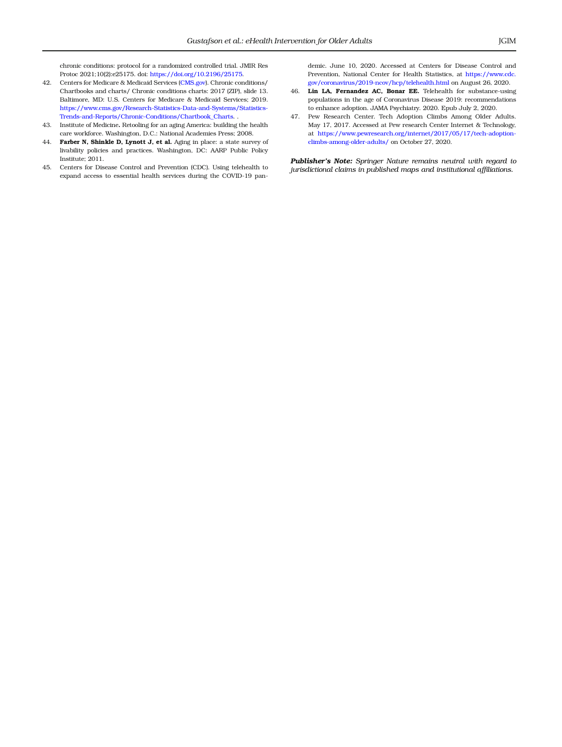chronic conditions: protocol for a randomized controlled trial. JMIR Res Protoc 2021;10(2):e25175. doi: https://doi.org/10.2196/25175.

42. Centers for Medicare & Medicaid Services (CMS.gov). Chronic conditions/ Chartbooks and charts/ Chronic conditions charts: 2017 (ZIP), slide 13. Baltimore, MD: U.S. Centers for Medicare & Medicaid Services; 2019. https://www.cms.gov/Research-Statistics-Data-and-Systems/Statistics-Trends-and-Reports/Chronic-Conditions/Chartbook_Charts. .
43. Institute of Medicine**.** Retooling for an aging America: building the health care workforce. Washington, D.C.: National Academies Press; 2008.
44. **Farber N, Shinkle D, Lynott J, et al.** Aging in place: a state survey of livability policies and practices. Washington, DC: AARP Public Policy Institute; 2011.
45. Centers for Disease Control and Prevention (CDC). Using telehealth to expand access to essential health services during the COVID-19 pandemic. June 10, 2020. Accessed at Centers for Disease Control and Prevention, National Center for Health Statistics, at https://www.cdc.gov/coronavirus/2019-ncov/hcp/telehealth.html on August 26, 2020.
46. **Lin LA, Fernandez AC, Bonar EE.** Telehealth for substance-using populations in the age of Coronavirus Disease 2019: recommendations to enhance adoption. JAMA Psychiatry. 2020. Epub July 2, 2020.
47. Pew Research Center. Tech Adoption Climbs Among Older Adults. May 17, 2017. Accessed at Pew research Center Internet & Technology, at https://www.pewresearch.org/internet/2017/05/17/tech-adoption-climbs-among-older-adults/ on October 27, 2020.

***Publisher's Note:*** *Springer Nature remains neutral with regard to jurisdictional claims in published maps and institutional affiliations.*